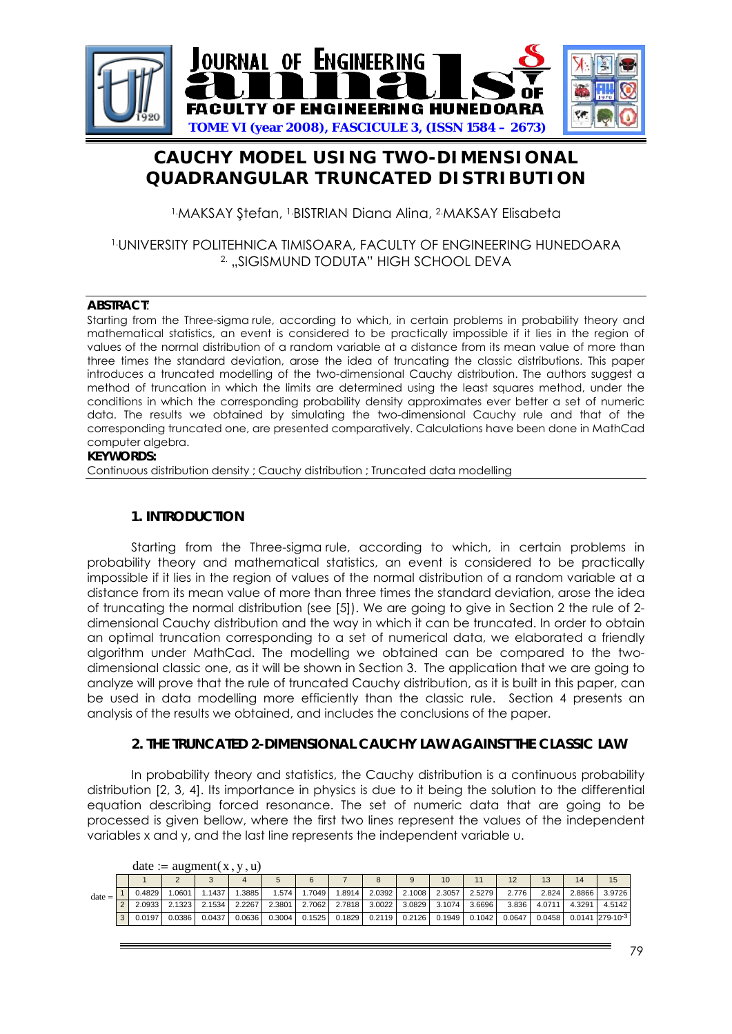# CAUCHY MODEL USING TWO-DIMENSIONAL QUADRANGULAR TRUNCATED DISTRIBUTION

[1.]MAKSAY Ştefan, [1.]BISTRIAN Diana Alina, [2.]MAKSAY Elisabeta

[1.]UNIVERSITY POLITEHNICA TIMISOARA, FACULTY OF ENGINEERING HUNEDOARA
[2.] „SIGISMUND TODUTA" HIGH SCHOOL DEVA

**ABSTRACT**:
Starting from the Three-sigma rule, according to which, in certain problems in probability theory and mathematical statistics, an event is considered to be practically impossible if it lies in the region of values of the normal distribution of a random variable at a distance from its mean value of more than three times the standard deviation, arose the idea of truncating the classic distributions. This paper introduces a truncated modelling of the two-dimensional Cauchy distribution. The authors suggest a method of truncation in which the limits are determined using the least squares method, under the conditions in which the corresponding probability density approximates ever better a set of numeric data. The results we obtained by simulating the two-dimensional Cauchy rule and that of the corresponding truncated one, are presented comparatively. Calculations have been done in MathCad computer algebra.

**KEYWORDS:**
Continuous distribution density ; Cauchy distribution ; Truncated data modelling

## 1. INTRODUCTION

Starting from the Three-sigma rule, according to which, in certain problems in probability theory and mathematical statistics, an event is considered to be practically impossible if it lies in the region of values of the normal distribution of a random variable at a distance from its mean value of more than three times the standard deviation, arose the idea of truncating the normal distribution (see [5]). We are going to give in Section 2 the rule of 2-dimensional Cauchy distribution and the way in which it can be truncated. In order to obtain an optimal truncation corresponding to a set of numerical data, we elaborated a friendly algorithm under MathCad. The modelling we obtained can be compared to the two-dimensional classic one, as it will be shown in Section 3. The application that we are going to analyze will prove that the rule of truncated Cauchy distribution, as it is built in this paper, can be used in data modelling more efficiently than the classic rule. Section 4 presents an analysis of the results we obtained, and includes the conclusions of the paper.

## 2. THE TRUNCATED 2-DIMENSIONAL CAUCHY LAW AGAINST THE CLASSIC LAW

In probability theory and statistics, the Cauchy distribution is a continuous probability distribution [2, 3, 4]. Its importance in physics is due to it being the solution to the differential equation describing forced resonance. The set of numeric data that are going to be processed is given bellow, where the first two lines represent the values of the independent variables x and y, and the last line represents the independent variable u.

date := augment(x, y, u)

date =

| | 1 | 2 | 3 | 4 | 5 | 6 | 7 | 8 | 9 | 10 | 11 | 12 | 13 | 14 | 15 |
|---|---|---|---|---|---|---|---|---|---|---|---|---|---|---|---|
| 1 | 0.4829 | 1.0601 | 1.1437 | 1.3885 | 1.574 | 1.7049 | 1.8914 | 2.0392 | 2.1008 | 2.3057 | 2.5279 | 2.776 | 2.824 | 2.8866 | 3.9726 |
| 2 | 2.0933 | 2.1323 | 2.1534 | 2.2267 | 2.3801 | 2.7062 | 2.7818 | 3.0022 | 3.0829 | 3.1074 | 3.6696 | 3.836 | 4.0711 | 4.3291 | 4.5142 |
| 3 | 0.0197 | 0.0386 | 0.0437 | 0.0636 | 0.3004 | 0.1525 | 0.1829 | 0.2119 | 0.2126 | 0.1949 | 0.1042 | 0.0647 | 0.0458 | 0.0141 | $279 \cdot 10^{-3}$ |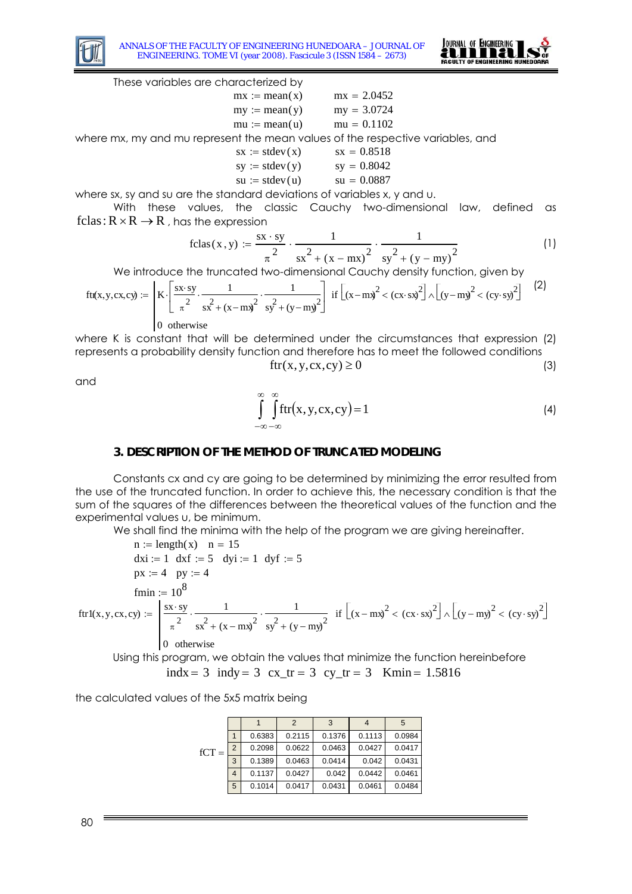These variables are characterized by

$$mx := \text{mean}(x) \qquad mx = 2.0452$$
$$my := \text{mean}(y) \qquad my = 3.0724$$
$$mu := \text{mean}(u) \qquad mu = 0.1102$$

where mx, my and mu represent the mean values of the respective variables, and

$$sx := \text{stdev}(x) \qquad sx = 0.8518$$
$$sy := \text{stdev}(y) \qquad sy = 0.8042$$
$$su := \text{stdev}(u) \qquad su = 0.0887$$

where sx, sy and su are the standard deviations of variables x, y and u.

With these values, the classic Cauchy two-dimensional law, defined as $\text{fclas}: R \times R \to R$, has the expression

$$\text{fclas}(x,y) := \frac{sx \cdot sy}{\pi^2} \cdot \frac{1}{sx^2 + (x - mx)^2} \cdot \frac{1}{sy^2 + (y - my)^2} \tag{1}$$

We introduce the truncated two-dimensional Cauchy density function, given by

$$\text{ftr}(x,y,cx,cy) := \begin{cases} K \cdot \left[ \dfrac{sx \cdot sy}{\pi^2} \cdot \dfrac{1}{sx^2 + (x - mx)^2} \cdot \dfrac{1}{sy^2 + (y - my)^2} \right] & \text{if } \left[ (x - mx)^2 < (cx \cdot sx)^2 \right] \wedge \left[ (y - my)^2 < (cy \cdot sy)^2 \right] \\ 0 & \text{otherwise} \end{cases} \tag{2}$$

where K is constant that will be determined under the circumstances that expression (2) represents a probability density function and therefore has to meet the followed conditions

$$\text{ftr}(x,y,cx,cy) \geq 0 \tag{3}$$

and

$$\int_{-\infty}^{\infty} \int_{-\infty}^{\infty} \text{ftr}(x,y,cx,cy) = 1 \tag{4}$$

### 3. DESCRIPTION OF THE METHOD OF TRUNCATED MODELING

Constants cx and cy are going to be determined by minimizing the error resulted from the use of the truncated function. In order to achieve this, the necessary condition is that the sum of the squares of the differences between the theoretical values of the function and the experimental values u, be minimum.

We shall find the minima with the help of the program we are giving hereinafter.

$$n := \text{length}(x) \quad n = 15$$
$$dxi := 1 \quad dxf := 5 \quad dyi := 1 \quad dyf := 5$$
$$px := 4 \quad py := 4$$
$$fmin := 10^8$$

$$\text{ftr1}(x,y,cx,cy) := \begin{cases} \dfrac{sx \cdot sy}{\pi^2} \cdot \dfrac{1}{sx^2 + (x - mx)^2} \cdot \dfrac{1}{sy^2 + (y - my)^2} & \text{if } \left[ (x - mx)^2 < (cx \cdot sx)^2 \right] \wedge \left[ (y - my)^2 < (cy \cdot sy)^2 \right] \\ 0 & \text{otherwise} \end{cases}$$

Using this program, we obtain the values that minimize the function hereinbefore

$$indx = 3 \quad indy = 3 \quad cx\_tr = 3 \quad cy\_tr = 3 \quad Kmin = 1.5816$$

the calculated values of the 5x5 matrix being

fCT =

| | 1 | 2 | 3 | 4 | 5 |
|---|---|---|---|---|---|
| 1 | 0.6383 | 0.2115 | 0.1376 | 0.1113 | 0.0984 |
| 2 | 0.2098 | 0.0622 | 0.0463 | 0.0427 | 0.0417 |
| 3 | 0.1389 | 0.0463 | 0.0414 | 0.042 | 0.0431 |
| 4 | 0.1137 | 0.0427 | 0.042 | 0.0442 | 0.0461 |
| 5 | 0.1014 | 0.0417 | 0.0431 | 0.0461 | 0.0484 |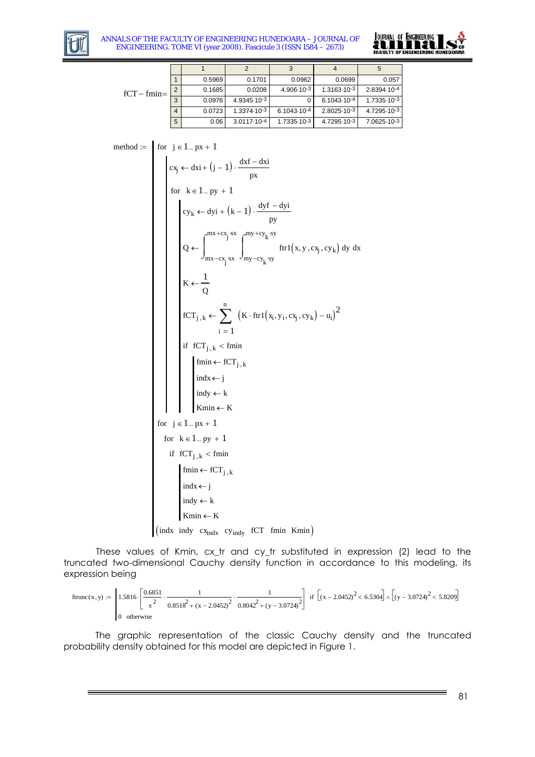$fCT - fmin =$

| | 1 | 2 | 3 | 4 | 5 |
|---|---|---|---|---|---|
| 1 | 0.5969 | 0.1701 | 0.0962 | 0.0699 | 0.057 |
| 2 | 0.1685 | 0.0208 | $4.906\cdot10^{-3}$ | $1.3163\cdot10^{-3}$ | $2.8394\cdot10^{-4}$ |
| 3 | 0.0976 | $4.9345\cdot10^{-3}$ | 0 | $6.1043\cdot10^{-4}$ | $1.7335\cdot10^{-3}$ |
| 4 | 0.0723 | $1.3374\cdot10^{-3}$ | $6.1043\cdot10^{-4}$ | $2.8025\cdot10^{-3}$ | $4.7295\cdot10^{-3}$ |
| 5 | 0.06 | $3.0117\cdot10^{-4}$ | $1.7335\cdot10^{-3}$ | $4.7295\cdot10^{-3}$ | $7.0625\cdot10^{-3}$ |

```
method := for j ∈ 1 .. px + 1
              cx_j ← dxi + (j − 1) · (dxf − dxi)/px
              for k ∈ 1 .. py + 1
                  cy_k ← dyi + (k − 1) · (dyf − dyi)/py
                  Q ← ∫[mx−cx_j·sx, mx+cx_j·sx] ∫[my−cy_k·sy, my+cy_k·sy] ftr1(x, y, cx_j, cy_k) dy dx
                  K ← 1/Q
                  fCT_{j,k} ← Σ_{i=1}^{n} (K · ftr1(x_i, y_i, cx_j, cy_k) − u_i)^2
                  if fCT_{j,k} < fmin
                      fmin ← fCT_{j,k}
                      indx ← j
                      indy ← k
                      Kmin ← K
          for j ∈ 1 .. px + 1
            for k ∈ 1 .. py + 1
              if fCT_{j,k} < fmin
                  fmin ← fCT_{j,k}
                  indx ← j
                  indy ← k
                  Kmin ← K
          (indx  indy  cx_indx  cy_indy  fCT  fmin  Kmin)
```

These values of Kmin, cx_tr and cy_tr substituted in expression (2) lead to the truncated two-dimensional Cauchy density function in accordance to this modeling, its expression being

$$ftrunc(x,y) := \begin{cases} 1.5816 \cdot \left[\dfrac{0.6851}{\pi^2} \cdot \dfrac{1}{0.8518^2 + (x - 2.0452)^2} \cdot \dfrac{1}{0.8042^2 + (y - 3.0724)^2}\right] & \text{if } \left[(x - 2.0452)^2 < 6.5304\right] \wedge \left[(y - 3.0724)^2 < 5.8209\right] \\ 0 & \text{otherwise} \end{cases}$$

The graphic representation of the classic Cauchy density and the truncated probability density obtained for this model are depicted in Figure 1.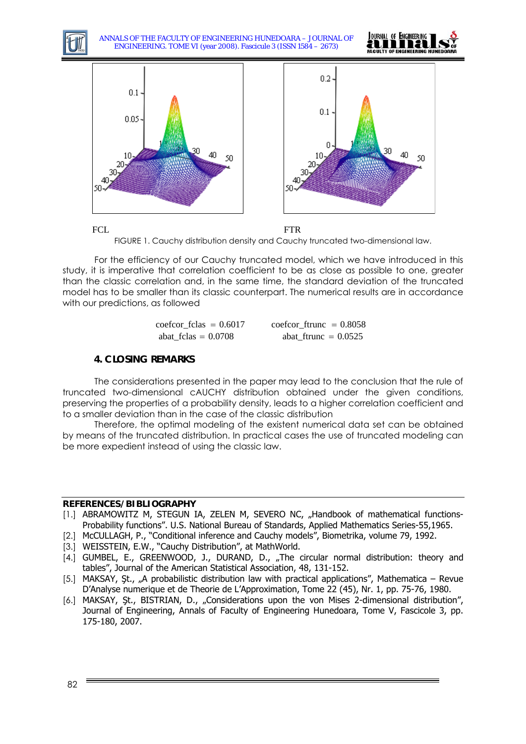0.1

0.05

10 20 30 40 50

30 40 50

FCL

0.2

0.1

0

10 20 30 40 50

30 40 50

FTR

FIGURE 1. Cauchy distribution density and Cauchy truncated two-dimensional law.

For the efficiency of our Cauchy truncated model, which we have introduced in this study, it is imperative that correlation coefficient to be as close as possible to one, greater than the classic correlation and, in the same time, the standard deviation of the truncated model has to be smaller than its classic counterpart. The numerical results are in accordance with our predictions, as followed

$$\text{coefcor\_fclas} = 0.6017 \qquad \text{coefcor\_ftrunc} = 0.8058$$

$$\text{abat\_fclas} = 0.0708 \qquad \text{abat\_ftrunc} = 0.0525$$

## 4. CLOSING REMARKS

The considerations presented in the paper may lead to the conclusion that the rule of truncated two-dimensional cAUCHY distribution obtained under the given conditions, preserving the properties of a probability density, leads to a higher correlation coefficient and to a smaller deviation than in the case of the classic distribution

Therefore, the optimal modeling of the existent numerical data set can be obtained by means of the truncated distribution. In practical cases the use of truncated modeling can be more expedient instead of using the classic law.

## REFERENCES/BIBLIOGRAPHY

[1.] ABRAMOWITZ M, STEGUN IA, ZELEN M, SEVERO NC, „Handbook of mathematical functions-Probability functions". U.S. National Bureau of Standards, Applied Mathematics Series-55,1965.

[2.] McCULLAGH, P., "Conditional inference and Cauchy models", Biometrika, volume 79, 1992.

[3.] WEISSTEIN, E.W., "Cauchy Distribution", at MathWorld.

[4.] GUMBEL, E., GREENWOOD, J., DURAND, D., „The circular normal distribution: theory and tables", Journal of the American Statistical Association, 48, 131-152.

[5.] MAKSAY, Şt., „A probabilistic distribution law with practical applications", Mathematica – Revue D'Analyse numerique et de Theorie de L'Approximation, Tome 22 (45), Nr. 1, pp. 75-76, 1980.

[6.] MAKSAY, Şt., BISTRIAN, D., „Considerations upon the von Mises 2-dimensional distribution", Journal of Engineering, Annals of Faculty of Engineering Hunedoara, Tome V, Fascicole 3, pp. 175-180, 2007.